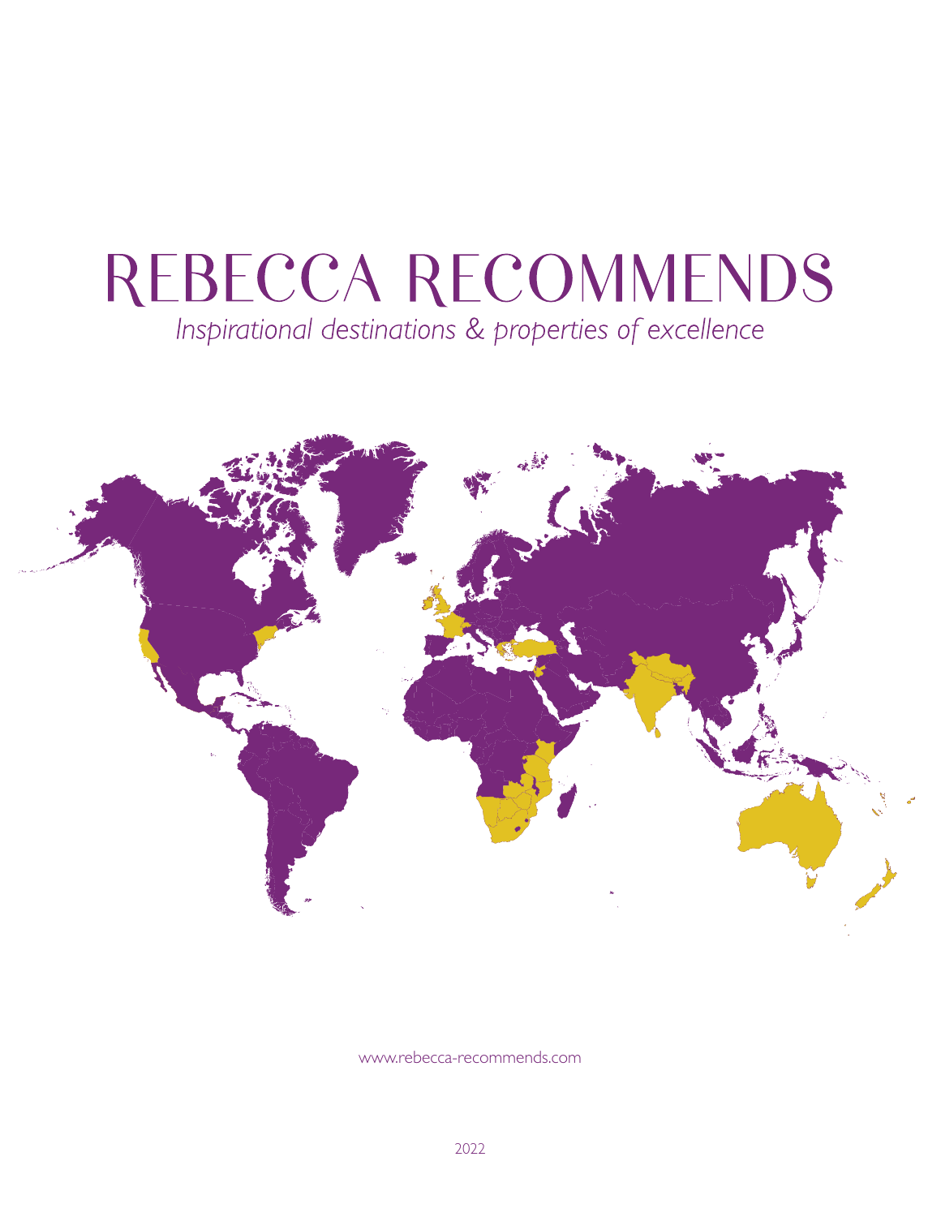# REBECCA RECOMMENDS

*Inspirational destinations & properties of excellence*

www.rebecca-recommends.com

2022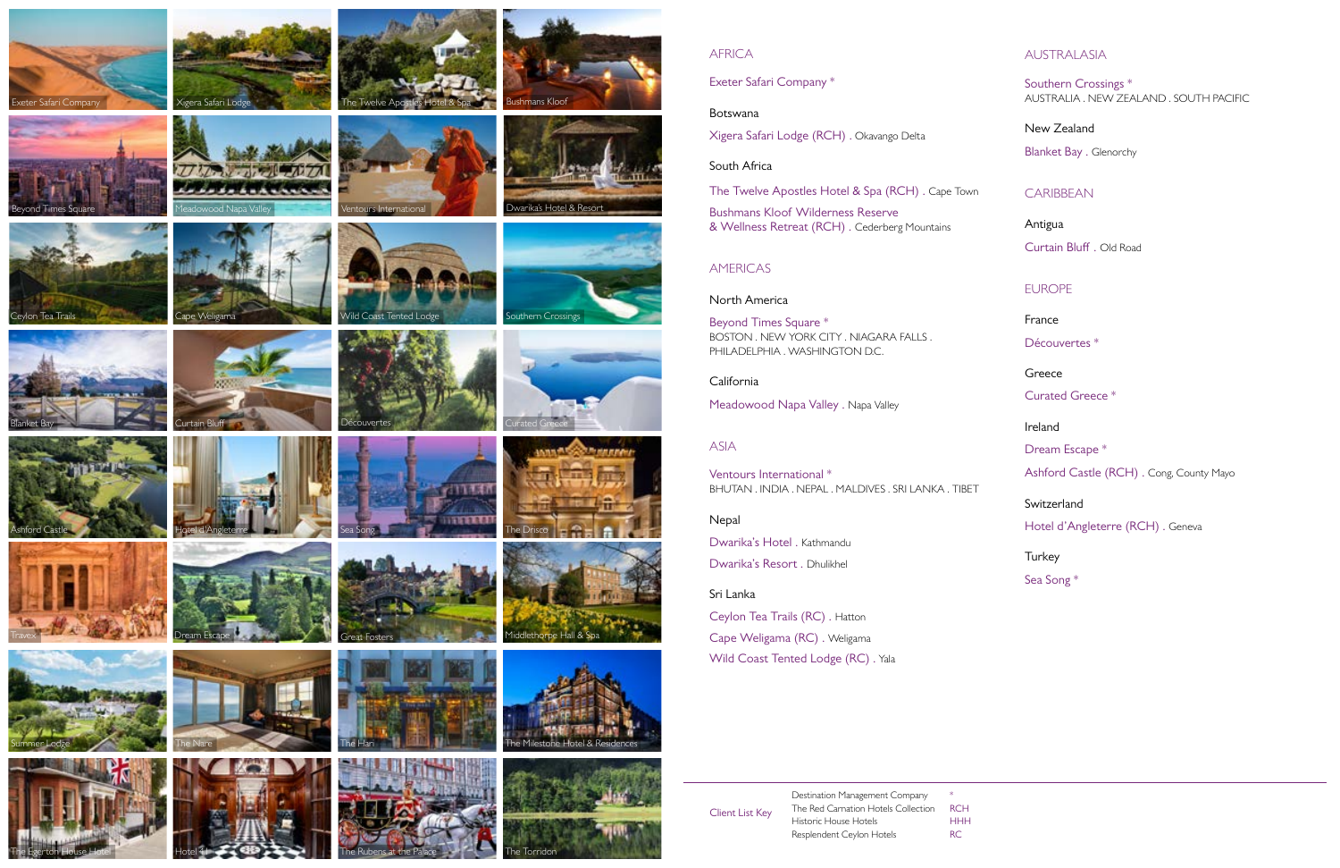## AFRICA

Exeter Safari Company *

### Botswana

Xigera Safari Lodge (RCH) . Okavango Delta

### South Africa

The Twelve Apostles Hotel & Spa (RCH) . Cape Town

Bushmans Kloof Wilderness Reserve & Wellness Retreat (RCH) . Cederberg Mountains

## AMERICAS

### North America

Beyond Times Square *
BOSTON . NEW YORK CITY . NIAGARA FALLS . PHILADELPHIA . WASHINGTON D.C.

### California

Meadowood Napa Valley . Napa Valley

## ASIA

Ventours International *
BHUTAN . INDIA . NEPAL . MALDIVES . SRI LANKA . TIBET

### Nepal

Dwarika's Hotel . Kathmandu

Dwarika's Resort . Dhulikhel

### Sri Lanka

Ceylon Tea Trails (RC) . Hatton

Cape Weligama (RC) . Weligama

Wild Coast Tented Lodge (RC) . Yala

## AUSTRALASIA

Southern Crossings *
AUSTRALIA . NEW ZEALAND . SOUTH PACIFIC

### New Zealand

Blanket Bay . Glenorchy

## CARIBBEAN

### Antigua

Curtain Bluff . Old Road

## EUROPE

### France

Découvertes *

### Greece

Curated Greece *

### Ireland

Dream Escape *

Ashford Castle (RCH) . Cong, County Mayo

### Switzerland

Hotel d'Angleterre (RCH) . Geneva

### Turkey

Sea Song *

---

| Client List Key | | |
|---|---|---|
| | Destination Management Company | * |
| | The Red Carnation Hotels Collection | RCH |
| | Historic House Hotels | HHH |
| | Resplendent Ceylon Hotels | RC |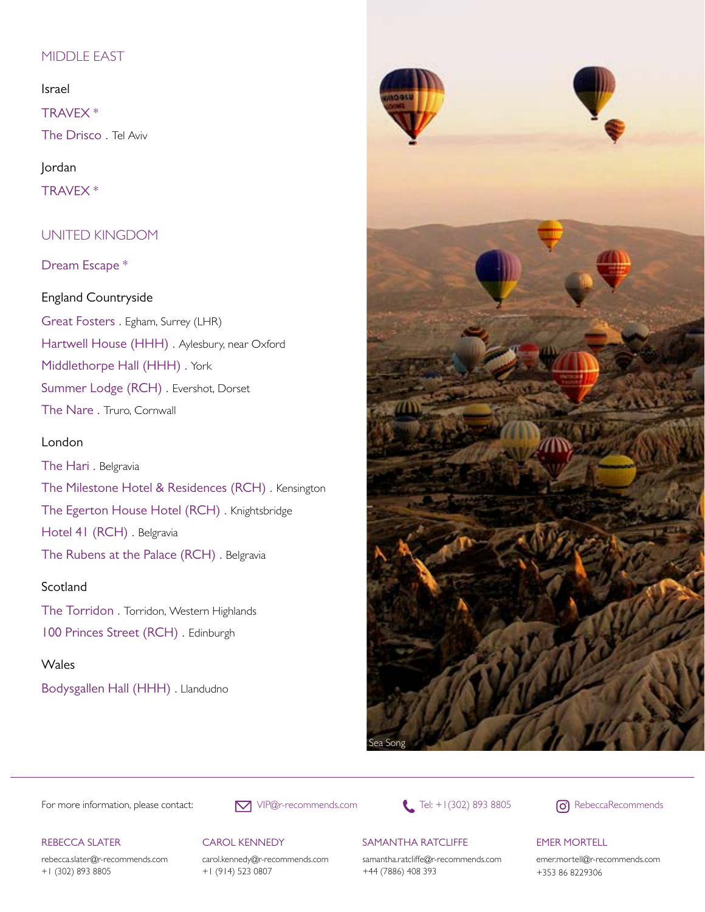## MIDDLE EAST

### Israel

TRAVEX *

The Drisco . Tel Aviv

### Jordan

TRAVEX *

## UNITED KINGDOM

Dream Escape *

### England Countryside

Great Fosters . Egham, Surrey (LHR)

Hartwell House (HHH) . Aylesbury, near Oxford

Middlethorpe Hall (HHH) . York

Summer Lodge (RCH) . Evershot, Dorset

The Nare . Truro, Cornwall

### London

The Hari . Belgravia

The Milestone Hotel & Residences (RCH) . Kensington

The Egerton House Hotel (RCH) . Knightsbridge

Hotel 41 (RCH) . Belgravia

The Rubens at the Palace (RCH) . Belgravia

### Scotland

The Torridon . Torridon, Western Highlands

100 Princes Street (RCH) . Edinburgh

### Wales

Bodysgallen Hall (HHH) . Llandudno

Sea Song

---

For more information, please contact: VIP@r-recommends.com | Tel: +1 (302) 893 8805 | RebeccaRecommends

**REBECCA SLATER**
rebecca.slater@r-recommends.com
+1 (302) 893 8805

**CAROL KENNEDY**
carol.kennedy@r-recommends.com
+1 (914) 523 0807

**SAMANTHA RATCLIFFE**
samantha.ratcliffe@r-recommends.com
+44 (7886) 408 393

**EMER MORTELL**
emer.mortell@r-recommends.com
+353 86 8229306